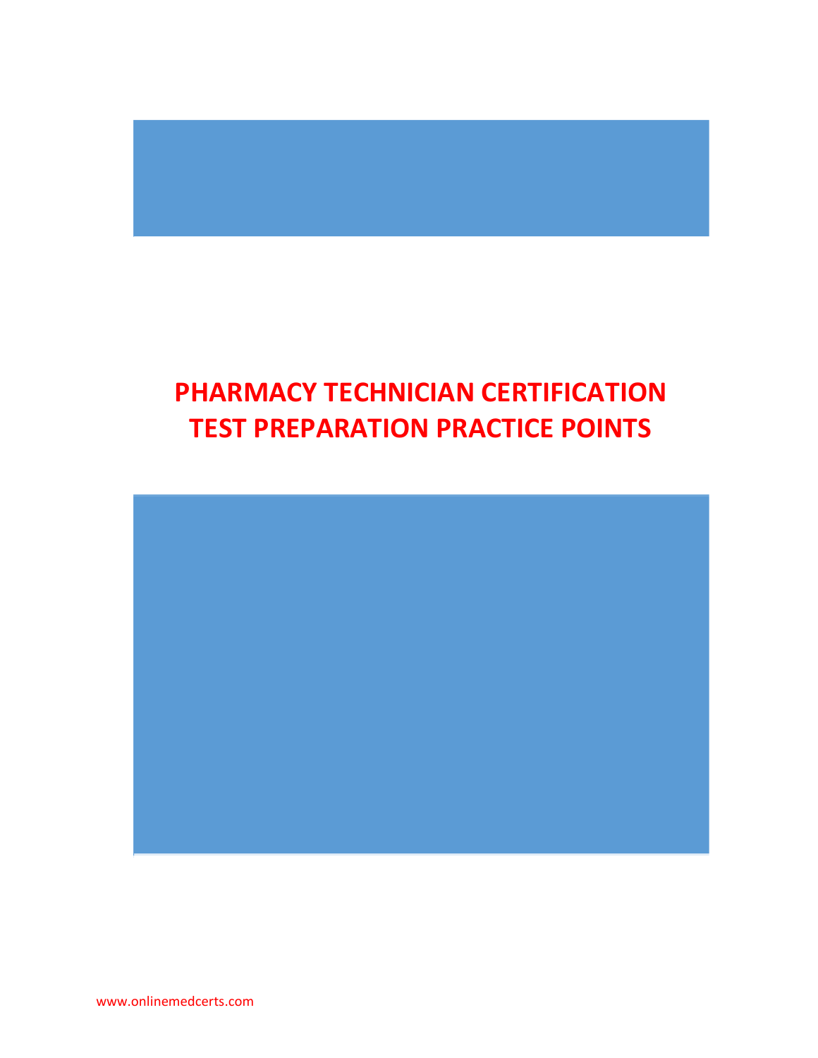# PHARMACY TECHNICIAN CERTIFICATION TEST PREPARATION PRACTICE POINTS

www.onlinemedcerts.com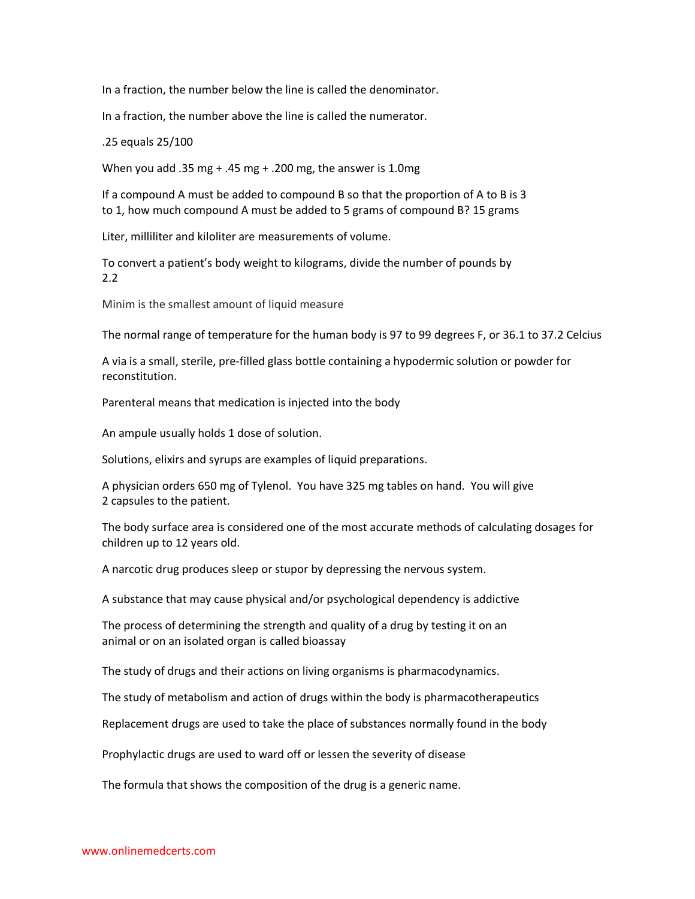In a fraction, the number below the line is called the denominator.

In a fraction, the number above the line is called the numerator.

.25 equals 25/100

When you add .35 mg + .45 mg + .200 mg, the answer is 1.0mg

If a compound A must be added to compound B so that the proportion of A to B is 3 to 1, how much compound A must be added to 5 grams of compound B? 15 grams

Liter, milliliter and kiloliter are measurements of volume.

To convert a patient's body weight to kilograms, divide the number of pounds by 2.2

Minim is the smallest amount of liquid measure

The normal range of temperature for the human body is 97 to 99 degrees F, or 36.1 to 37.2 Celcius

A via is a small, sterile, pre-filled glass bottle containing a hypodermic solution or powder for reconstitution.

Parenteral means that medication is injected into the body

An ampule usually holds 1 dose of solution.

Solutions, elixirs and syrups are examples of liquid preparations.

A physician orders 650 mg of Tylenol. You have 325 mg tables on hand. You will give 2 capsules to the patient.

The body surface area is considered one of the most accurate methods of calculating dosages for children up to 12 years old.

A narcotic drug produces sleep or stupor by depressing the nervous system.

A substance that may cause physical and/or psychological dependency is addictive

The process of determining the strength and quality of a drug by testing it on an animal or on an isolated organ is called bioassay

The study of drugs and their actions on living organisms is pharmacodynamics.

The study of metabolism and action of drugs within the body is pharmacotherapeutics

Replacement drugs are used to take the place of substances normally found in the body

Prophylactic drugs are used to ward off or lessen the severity of disease

The formula that shows the composition of the drug is a generic name.

www.onlinemedcerts.com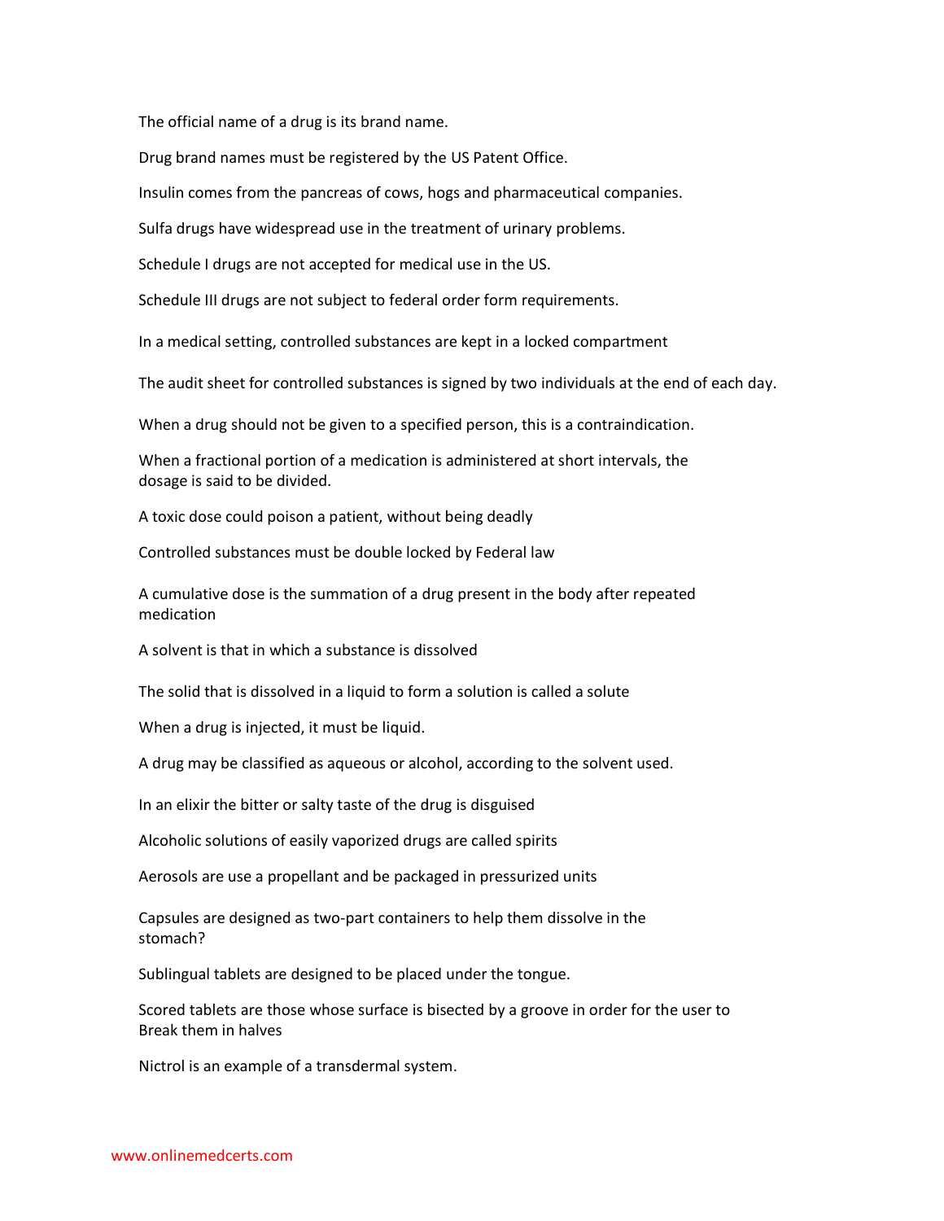The official name of a drug is its brand name.

Drug brand names must be registered by the US Patent Office.

Insulin comes from the pancreas of cows, hogs and pharmaceutical companies.

Sulfa drugs have widespread use in the treatment of urinary problems.

Schedule I drugs are not accepted for medical use in the US.

Schedule III drugs are not subject to federal order form requirements.

In a medical setting, controlled substances are kept in a locked compartment

The audit sheet for controlled substances is signed by two individuals at the end of each day.

When a drug should not be given to a specified person, this is a contraindication.

When a fractional portion of a medication is administered at short intervals, the dosage is said to be divided.

A toxic dose could poison a patient, without being deadly

Controlled substances must be double locked by Federal law

A cumulative dose is the summation of a drug present in the body after repeated medication

A solvent is that in which a substance is dissolved

The solid that is dissolved in a liquid to form a solution is called a solute

When a drug is injected, it must be liquid.

A drug may be classified as aqueous or alcohol, according to the solvent used.

In an elixir the bitter or salty taste of the drug is disguised

Alcoholic solutions of easily vaporized drugs are called spirits

Aerosols are use a propellant and be packaged in pressurized units

Capsules are designed as two-part containers to help them dissolve in the stomach?

Sublingual tablets are designed to be placed under the tongue.

Scored tablets are those whose surface is bisected by a groove in order for the user to Break them in halves

Nictrol is an example of a transdermal system.

www.onlinemedcerts.com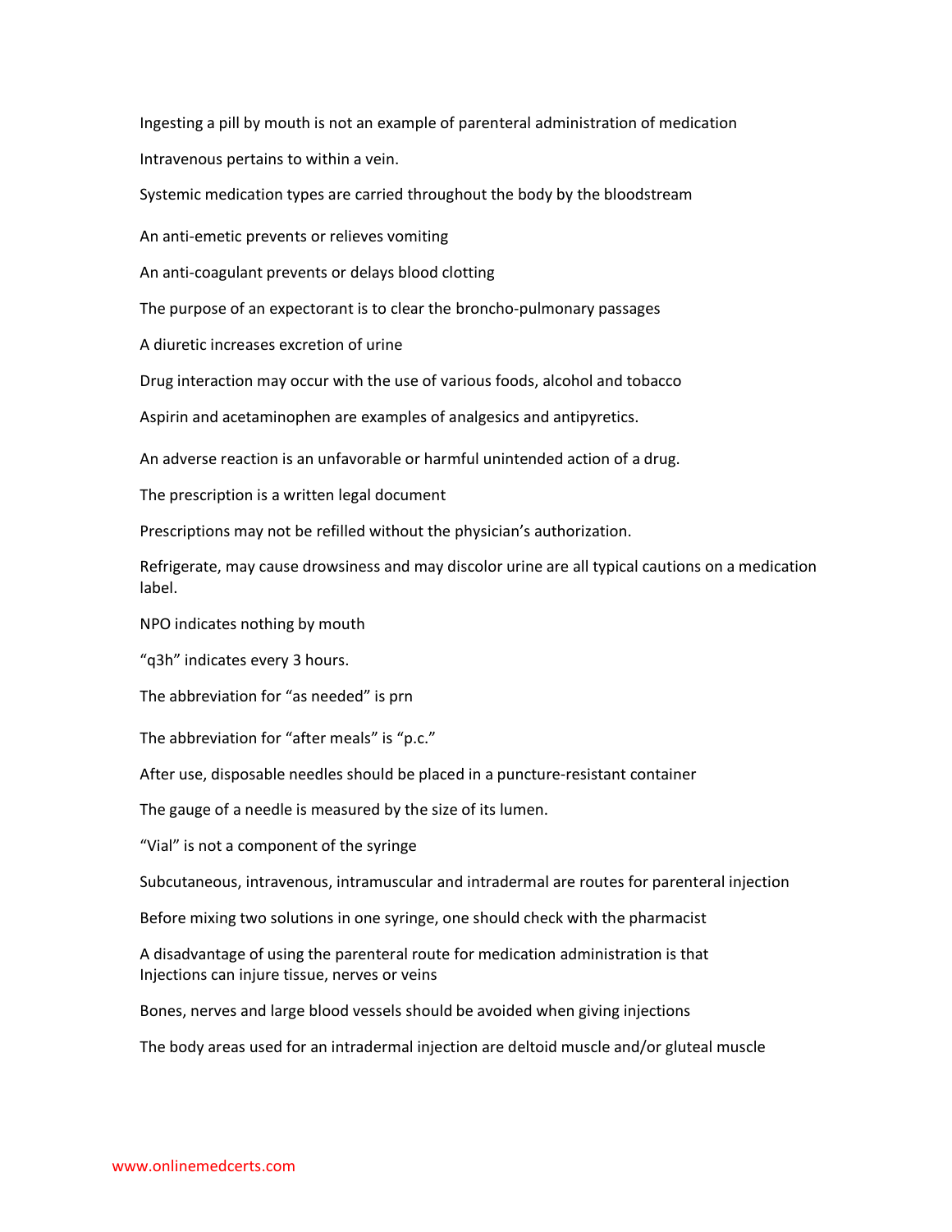Ingesting a pill by mouth is not an example of parenteral administration of medication

Intravenous pertains to within a vein.

Systemic medication types are carried throughout the body by the bloodstream

An anti-emetic prevents or relieves vomiting

An anti-coagulant prevents or delays blood clotting

The purpose of an expectorant is to clear the broncho-pulmonary passages

A diuretic increases excretion of urine

Drug interaction may occur with the use of various foods, alcohol and tobacco

Aspirin and acetaminophen are examples of analgesics and antipyretics.

An adverse reaction is an unfavorable or harmful unintended action of a drug.

The prescription is a written legal document

Prescriptions may not be refilled without the physician's authorization.

Refrigerate, may cause drowsiness and may discolor urine are all typical cautions on a medication label.

NPO indicates nothing by mouth

"q3h" indicates every 3 hours.

The abbreviation for "as needed" is prn

The abbreviation for "after meals" is "p.c."

After use, disposable needles should be placed in a puncture-resistant container

The gauge of a needle is measured by the size of its lumen.

"Vial" is not a component of the syringe

Subcutaneous, intravenous, intramuscular and intradermal are routes for parenteral injection

Before mixing two solutions in one syringe, one should check with the pharmacist

A disadvantage of using the parenteral route for medication administration is that Injections can injure tissue, nerves or veins

Bones, nerves and large blood vessels should be avoided when giving injections

The body areas used for an intradermal injection are deltoid muscle and/or gluteal muscle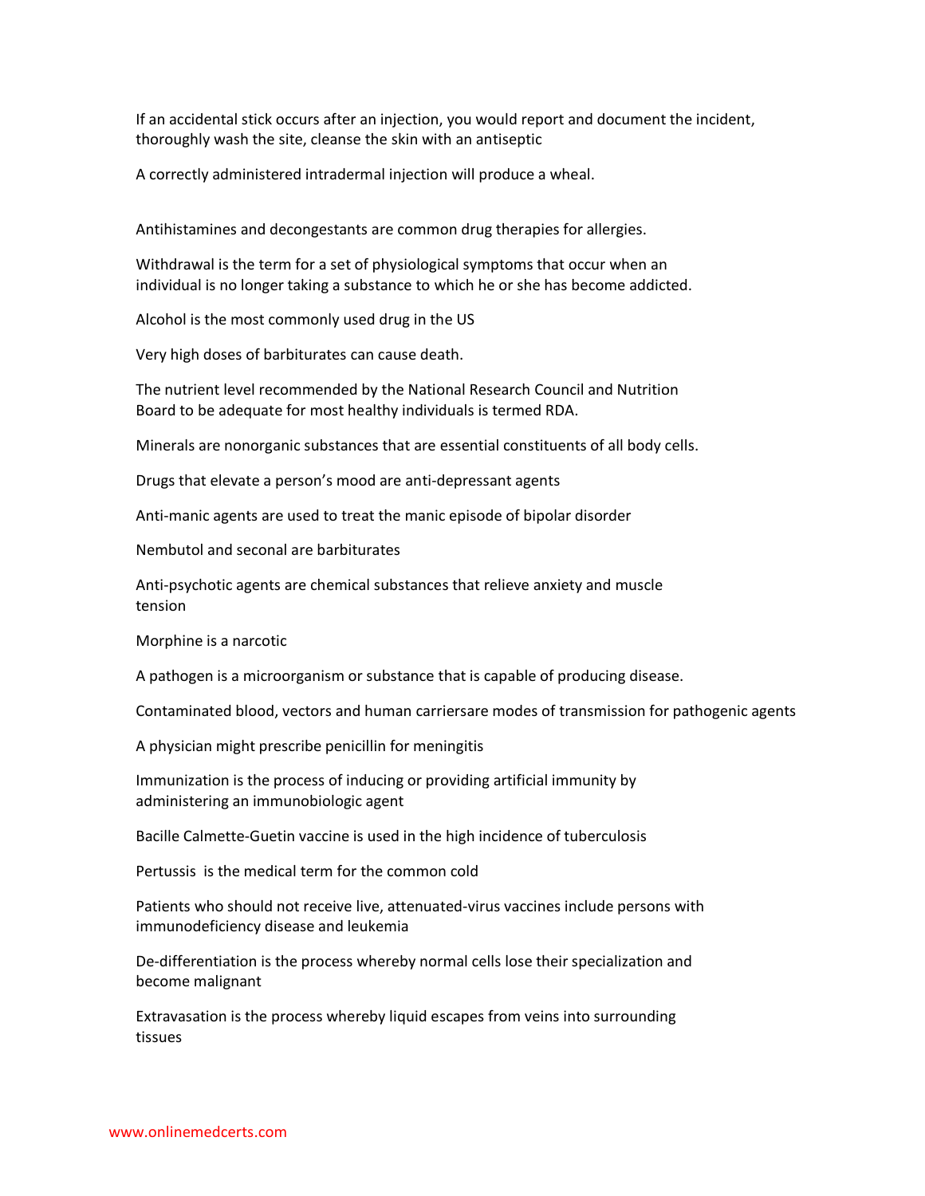If an accidental stick occurs after an injection, you would report and document the incident, thoroughly wash the site, cleanse the skin with an antiseptic

A correctly administered intradermal injection will produce a wheal.

Antihistamines and decongestants are common drug therapies for allergies.

Withdrawal is the term for a set of physiological symptoms that occur when an individual is no longer taking a substance to which he or she has become addicted.

Alcohol is the most commonly used drug in the US

Very high doses of barbiturates can cause death.

The nutrient level recommended by the National Research Council and Nutrition Board to be adequate for most healthy individuals is termed RDA.

Minerals are nonorganic substances that are essential constituents of all body cells.

Drugs that elevate a person's mood are anti-depressant agents

Anti-manic agents are used to treat the manic episode of bipolar disorder

Nembutol and seconal are barbiturates

Anti-psychotic agents are chemical substances that relieve anxiety and muscle tension

Morphine is a narcotic

A pathogen is a microorganism or substance that is capable of producing disease.

Contaminated blood, vectors and human carriersare modes of transmission for pathogenic agents

A physician might prescribe penicillin for meningitis

Immunization is the process of inducing or providing artificial immunity by administering an immunobiologic agent

Bacille Calmette-Guetin vaccine is used in the high incidence of tuberculosis

Pertussis  is the medical term for the common cold

Patients who should not receive live, attenuated-virus vaccines include persons with immunodeficiency disease and leukemia

De-differentiation is the process whereby normal cells lose their specialization and become malignant

Extravasation is the process whereby liquid escapes from veins into surrounding tissues

www.onlinemedcerts.com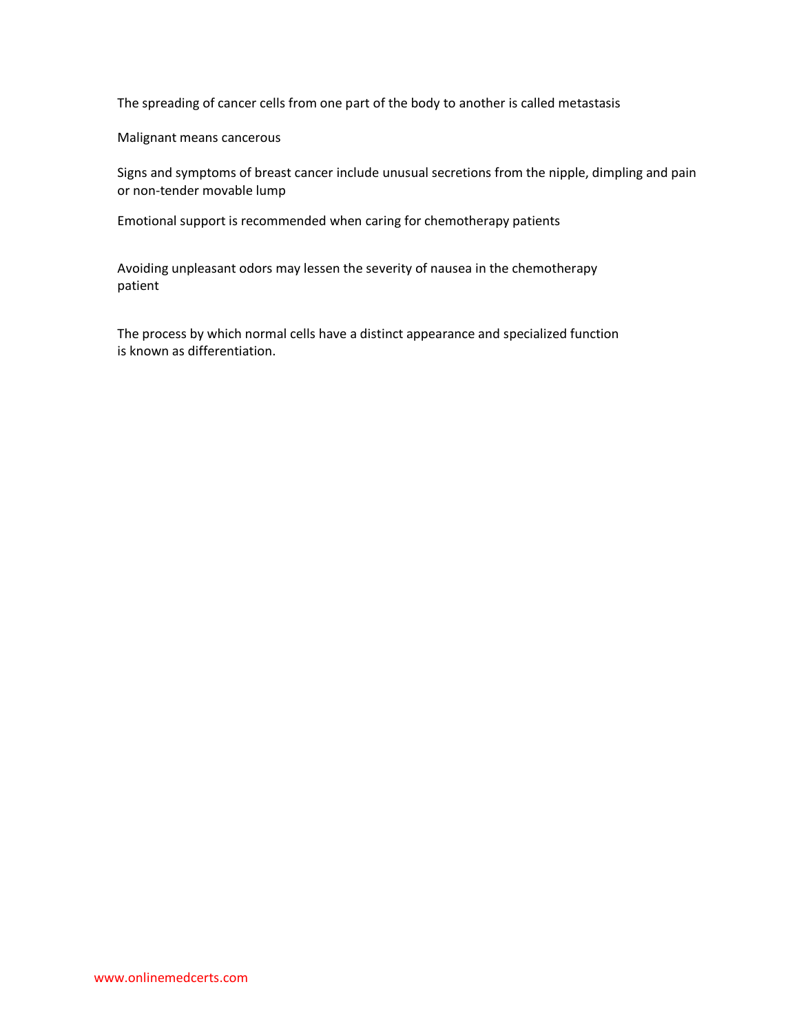The spreading of cancer cells from one part of the body to another is called metastasis

Malignant means cancerous

Signs and symptoms of breast cancer include unusual secretions from the nipple, dimpling and pain or non-tender movable lump

Emotional support is recommended when caring for chemotherapy patients

Avoiding unpleasant odors may lessen the severity of nausea in the chemotherapy patient

The process by which normal cells have a distinct appearance and specialized function is known as differentiation.